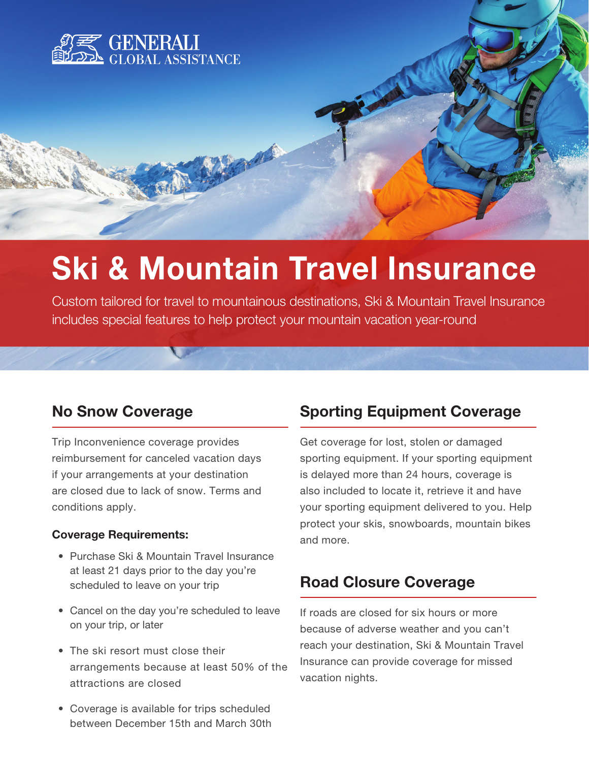GENERALI
GLOBAL ASSISTANCE

# Ski & Mountain Travel Insurance

Custom tailored for travel to mountainous destinations, Ski & Mountain Travel Insurance includes special features to help protect your mountain vacation year-round

## No Snow Coverage

Trip Inconvenience coverage provides reimbursement for canceled vacation days if your arrangements at your destination are closed due to lack of snow. Terms and conditions apply.

**Coverage Requirements:**

- Purchase Ski & Mountain Travel Insurance at least 21 days prior to the day you're scheduled to leave on your trip
- Cancel on the day you're scheduled to leave on your trip, or later
- The ski resort must close their arrangements because at least 50% of the attractions are closed
- Coverage is available for trips scheduled between December 15th and March 30th

## Sporting Equipment Coverage

Get coverage for lost, stolen or damaged sporting equipment. If your sporting equipment is delayed more than 24 hours, coverage is also included to locate it, retrieve it and have your sporting equipment delivered to you. Help protect your skis, snowboards, mountain bikes and more.

## Road Closure Coverage

If roads are closed for six hours or more because of adverse weather and you can't reach your destination, Ski & Mountain Travel Insurance can provide coverage for missed vacation nights.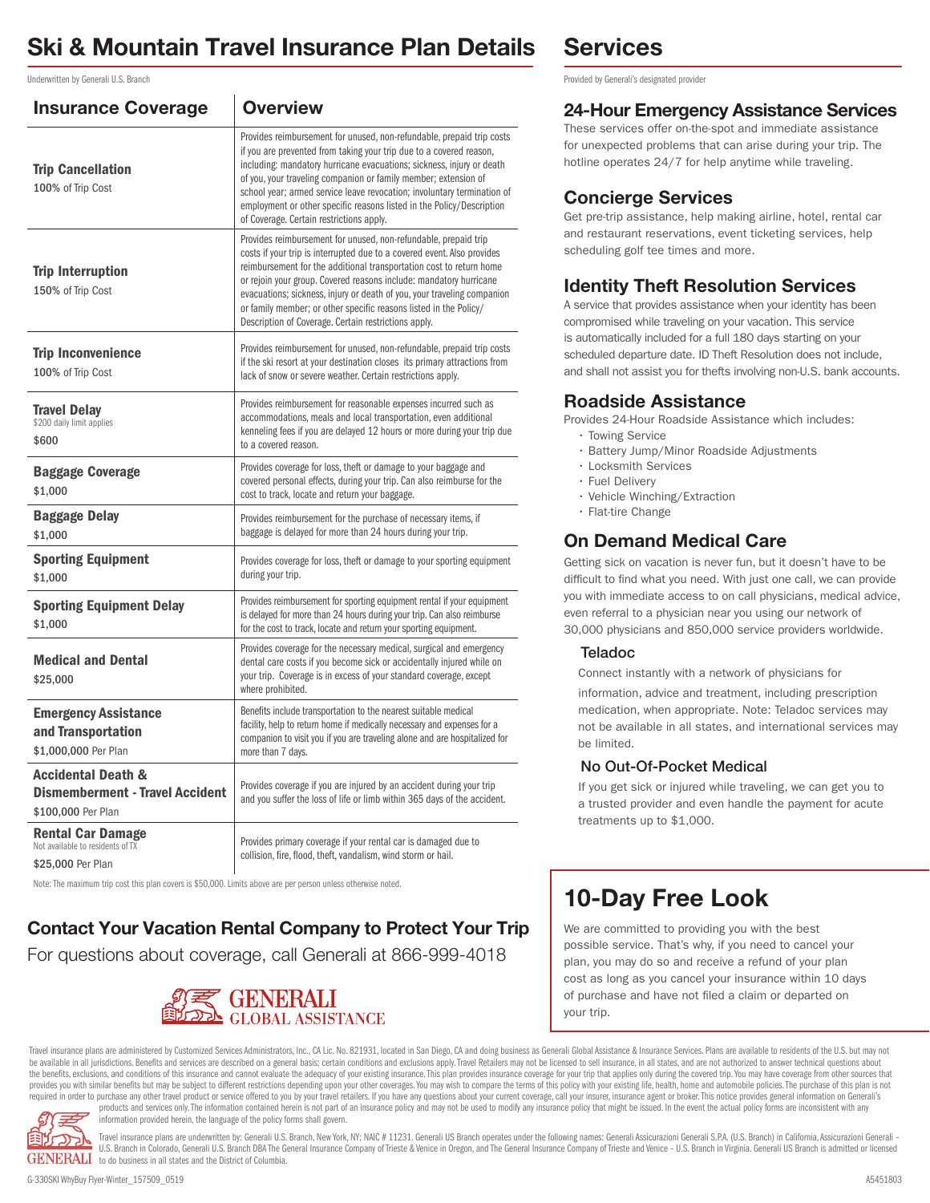# Ski & Mountain Travel Insurance Plan Details

Underwritten by Generali U.S. Branch

| Insurance Coverage | Overview |
|---|---|
| **Trip Cancellation** 100% of Trip Cost | Provides reimbursement for unused, non-refundable, prepaid trip costs if you are prevented from taking your trip due to a covered reason, including: mandatory hurricane evacuations; sickness, injury or death of you, your traveling companion or family member; extension of school year; armed service leave revocation; involuntary termination of employment or other specific reasons listed in the Policy/Description of Coverage. Certain restrictions apply. |
| **Trip Interruption** 150% of Trip Cost | Provides reimbursement for unused, non-refundable, prepaid trip costs if your trip is interrupted due to a covered event. Also provides reimbursement for the additional transportation cost to return home or rejoin your group. Covered reasons include: mandatory hurricane evacuations; sickness, injury or death of you, your traveling companion or family member; or other specific reasons listed in the Policy/Description of Coverage. Certain restrictions apply. |
| **Trip Inconvenience** 100% of Trip Cost | Provides reimbursement for unused, non-refundable, prepaid trip costs if the ski resort at your destination closes its primary attractions from lack of snow or severe weather. Certain restrictions apply. |
| **Travel Delay** $200 daily limit applies $600 | Provides reimbursement for reasonable expenses incurred such as accommodations, meals and local transportation, even additional kenneling fees if you are delayed 12 hours or more during your trip due to a covered reason. |
| **Baggage Coverage** $1,000 | Provides coverage for loss, theft or damage to your baggage and covered personal effects, during your trip. Can also reimburse for the cost to track, locate and return your baggage. |
| **Baggage Delay** $1,000 | Provides reimbursement for the purchase of necessary items, if baggage is delayed for more than 24 hours during your trip. |
| **Sporting Equipment** $1,000 | Provides coverage for loss, theft or damage to your sporting equipment during your trip. |
| **Sporting Equipment Delay** $1,000 | Provides reimbursement for sporting equipment rental if your equipment is delayed for more than 24 hours during your trip. Can also reimburse for the cost to track, locate and return your sporting equipment. |
| **Medical and Dental** $25,000 | Provides coverage for the necessary medical, surgical and emergency dental care costs if you become sick or accidentally injured while on your trip. Coverage is in excess of your standard coverage, except where prohibited. |
| **Emergency Assistance and Transportation** $1,000,000 Per Plan | Benefits include transportation to the nearest suitable medical facility, help to return home if medically necessary and expenses for a companion to visit you if you are traveling alone and are hospitalized for more than 7 days. |
| **Accidental Death & Dismemberment - Travel Accident** $100,000 Per Plan | Provides coverage if you are injured by an accident during your trip and you suffer the loss of life or limb within 365 days of the accident. |
| **Rental Car Damage** Not available to residents of TX $25,000 Per Plan | Provides primary coverage if your rental car is damaged due to collision, fire, flood, theft, vandalism, wind storm or hail. |

Note: The maximum trip cost this plan covers is $50,000. Limits above are per person unless otherwise noted.

## Contact Your Vacation Rental Company to Protect Your Trip

For questions about coverage, call Generali at 866-999-4018

GENERALI GLOBAL ASSISTANCE

# Services

Provided by Generali's designated provider

### 24-Hour Emergency Assistance Services

These services offer on-the-spot and immediate assistance for unexpected problems that can arise during your trip. The hotline operates 24/7 for help anytime while traveling.

### Concierge Services

Get pre-trip assistance, help making airline, hotel, rental car and restaurant reservations, event ticketing services, help scheduling golf tee times and more.

### Identity Theft Resolution Services

A service that provides assistance when your identity has been compromised while traveling on your vacation. This service is automatically included for a full 180 days starting on your scheduled departure date. ID Theft Resolution does not include, and shall not assist you for thefts involving non-U.S. bank accounts.

### Roadside Assistance

Provides 24-Hour Roadside Assistance which includes:

- Towing Service
- Battery Jump/Minor Roadside Adjustments
- Locksmith Services
- Fuel Delivery
- Vehicle Winching/Extraction
- Flat-tire Change

### On Demand Medical Care

Getting sick on vacation is never fun, but it doesn't have to be difficult to find what you need. With just one call, we can provide you with immediate access to on call physicians, medical advice, even referral to a physician near you using our network of 30,000 physicians and 850,000 service providers worldwide.

#### Teladoc

Connect instantly with a network of physicians for information, advice and treatment, including prescription medication, when appropriate. Note: Teladoc services may not be available in all states, and international services may be limited.

#### No Out-Of-Pocket Medical

If you get sick or injured while traveling, we can get you to a trusted provider and even handle the payment for acute treatments up to $1,000.

## 10-Day Free Look

We are committed to providing you with the best possible service. That's why, if you need to cancel your plan, you may do so and receive a refund of your plan cost as long as you cancel your insurance within 10 days of purchase and have not filed a claim or departed on your trip.

Travel insurance plans are administered by Customized Services Administrators, Inc., CA Lic. No. 821931, located in San Diego, CA and doing business as Generali Global Assistance & Insurance Services. Plans are available to residents of the U.S. but may not be available in all jurisdictions. Benefits and services are described on a general basis; certain conditions and exclusions apply. Travel Retailers may not be licensed to sell insurance, in all states, and are not authorized to answer technical questions about the benefits, exclusions, and conditions of this insurance and cannot evaluate the adequacy of your existing insurance. This plan provides insurance coverage for your trip that applies only during the covered trip. You may have coverage from other sources that provides you with similar benefits but may be subject to different restrictions depending upon your other coverages. You may wish to compare the terms of this policy with your existing life, health, home and automobile policies. The purchase of this plan is not required in order to purchase any other travel product or service offered to you by your travel retailers. If you have any questions about your current coverage, call your insurer, insurance agent or broker. This notice provides general information on Generali's products and services only. The information contained herein is not part of an insurance policy and may not be used to modify any insurance policy that might be issued. In the event the actual policy forms are inconsistent with any information provided herein, the language of the policy forms shall govern.

GENERALI

Travel insurance plans are underwritten by: Generali U.S. Branch, New York, NY; NAIC # 11231. Generali US Branch operates under the following names: Generali Assicurazioni Generali S.P.A. (U.S. Branch) in California, Assicurazioni Generali – U.S. Branch in Colorado, Generali U.S. Branch DBA The General Insurance Company of Trieste & Venice in Oregon, and The General Insurance Company of Trieste and Venice – U.S. Branch in Virginia. Generali US Branch is admitted or licensed to do business in all states and the District of Columbia.

G-330SKI WhyBuy Flyer-Winter_157509_0519

A5451803